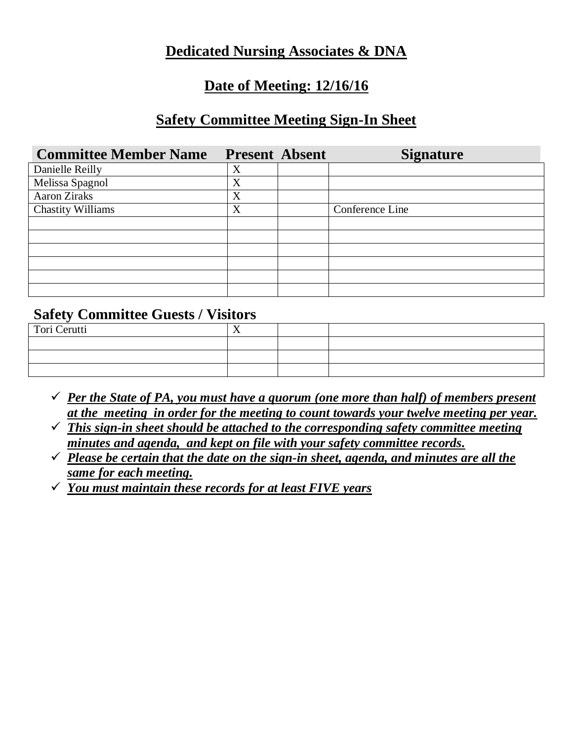# Dedicated Nursing Associates & DNA

## Date of Meeting: 12/16/16

## Safety Committee Meeting Sign-In Sheet

| Committee Member Name | Present | Absent | Signature |
|---|---|---|---|
| Danielle Reilly | X | | |
| Melissa Spagnol | X | | |
| Aaron Ziraks | X | | |
| Chastity Williams | X | | Conference Line |
| | | | |
| | | | |
| | | | |
| | | | |
| | | | |
| | | | |

### Safety Committee Guests / Visitors

| Name | Present | Absent | Signature |
|---|---|---|---|
| Tori Cerutti | X | | |
| | | | |
| | | | |
| | | | |

- ✓ ***Per the State of PA, you must have a quorum (one more than half) of members present at the meeting in order for the meeting to count towards your twelve meeting per year.***
- ✓ ***This sign-in sheet should be attached to the corresponding safety committee meeting minutes and agenda, and kept on file with your safety committee records.***
- ✓ ***Please be certain that the date on the sign-in sheet, agenda, and minutes are all the same for each meeting.***
- ✓ ***You must maintain these records for at least FIVE years***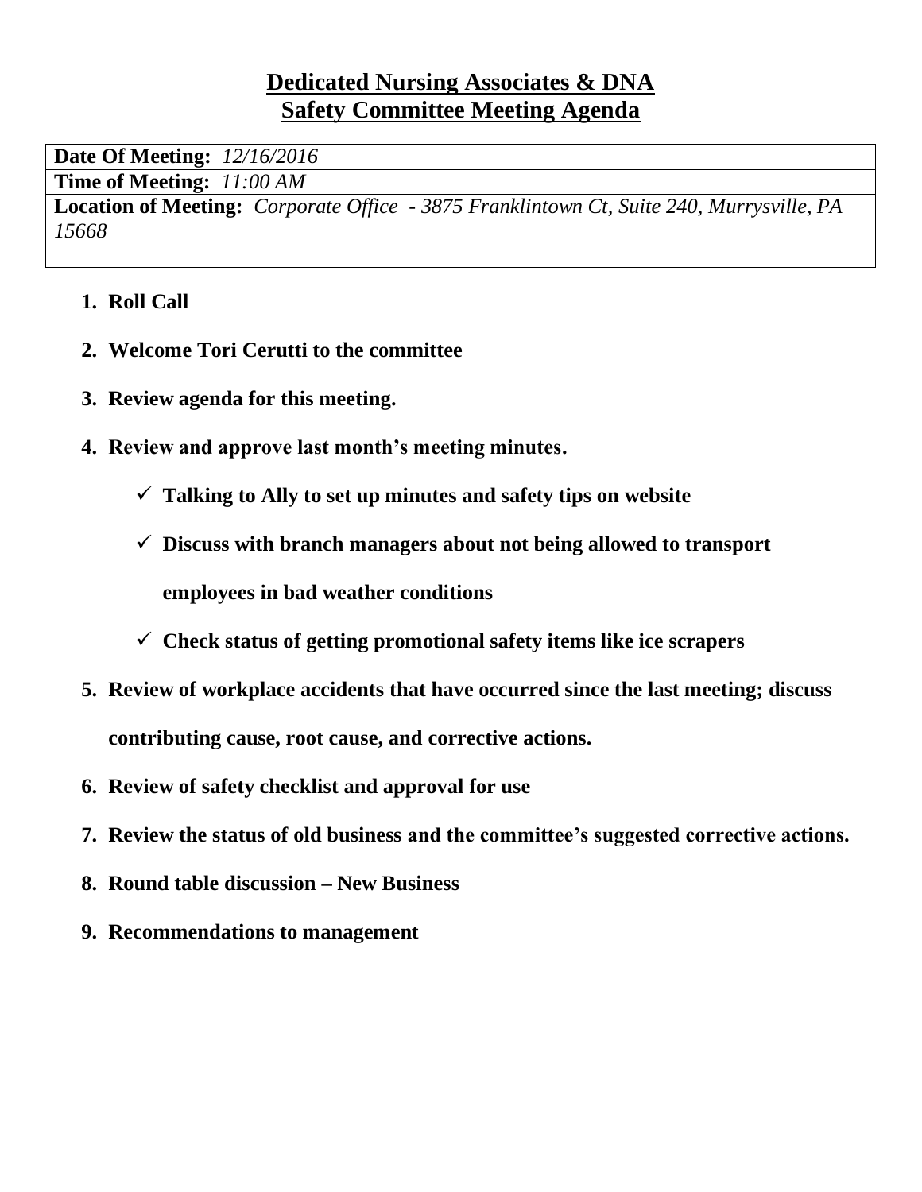# Dedicated Nursing Associates & DNA
## Safety Committee Meeting Agenda

| **Date Of Meeting:** *12/16/2016* |
|---|
| **Time of Meeting:** *11:00 AM* |
| **Location of Meeting:** *Corporate Office - 3875 Franklintown Ct, Suite 240, Murrysville, PA 15668* |

1. **Roll Call**
2. **Welcome Tori Cerutti to the committee**
3. **Review agenda for this meeting.**
4. **Review and approve last month's meeting minutes.**
   - ✓ **Talking to Ally to set up minutes and safety tips on website**
   - ✓ **Discuss with branch managers about not being allowed to transport employees in bad weather conditions**
   - ✓ **Check status of getting promotional safety items like ice scrapers**
5. **Review of workplace accidents that have occurred since the last meeting; discuss contributing cause, root cause, and corrective actions.**
6. **Review of safety checklist and approval for use**
7. **Review the status of old business and the committee's suggested corrective actions.**
8. **Round table discussion – New Business**
9. **Recommendations to management**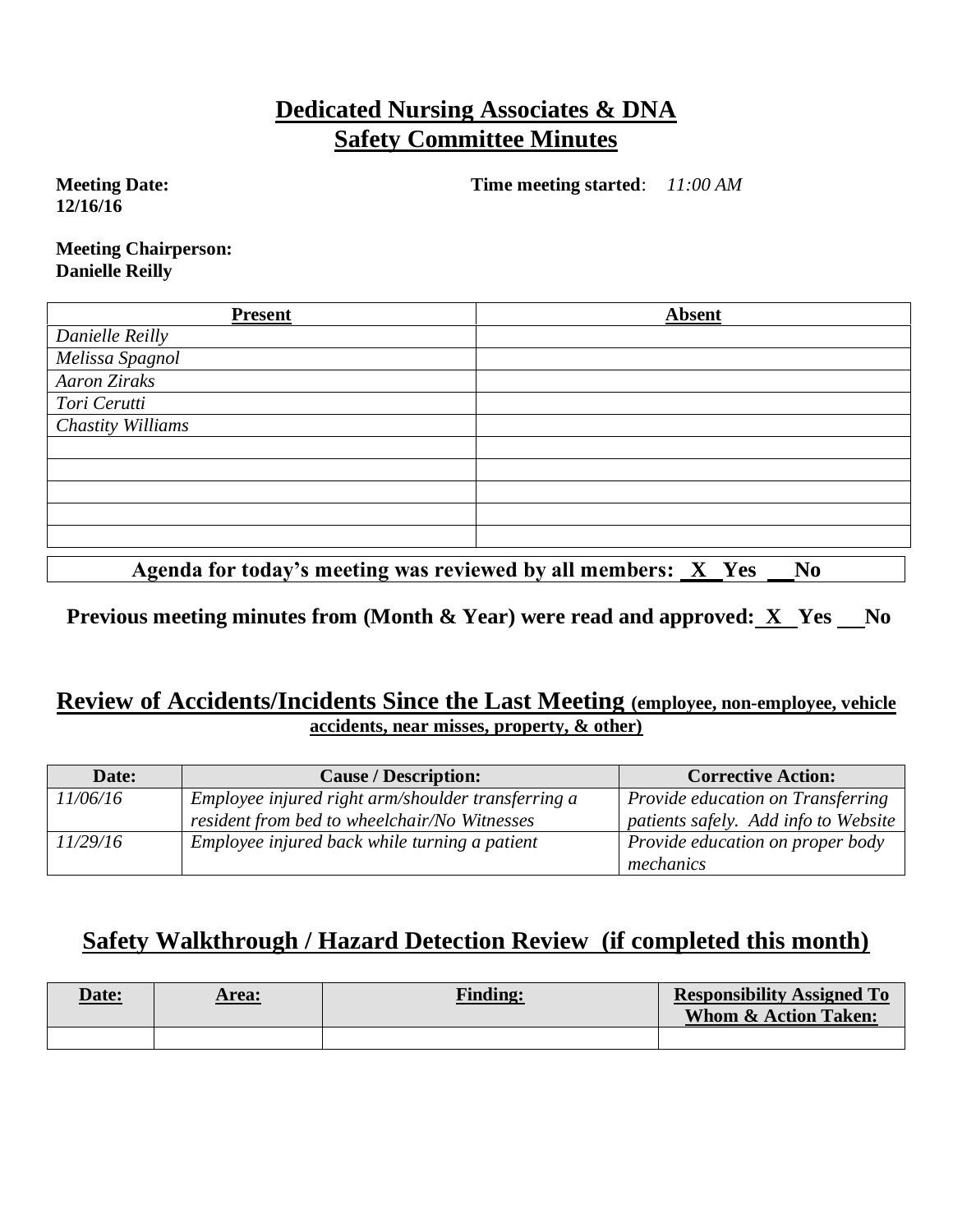# **Dedicated Nursing Associates & DNA Safety Committee Minutes**

**Meeting Date:** **12/16/16**

**Time meeting started**: *11:00 AM*

**Meeting Chairperson:** **Danielle Reilly**

| Present | Absent |
|---|---|
| *Danielle Reilly* | |
| *Melissa Spagnol* | |
| *Aaron Ziraks* | |
| *Tori Cerutti* | |
| *Chastity Williams* | |
| | |
| | |
| | |
| | |
| | |

**Agenda for today's meeting was reviewed by all members: \_X\_ Yes \_\_ No**

**Previous meeting minutes from (Month & Year) were read and approved: \_X\_ Yes \_\_ No**

## **Review of Accidents/Incidents Since the Last Meeting** (employee, non-employee, vehicle accidents, near misses, property, & other)

| Date: | Cause / Description: | Corrective Action: |
|---|---|---|
| *11/06/16* | *Employee injured right arm/shoulder transferring a resident from bed to wheelchair/No Witnesses* | *Provide education on Transferring patients safely. Add info to Website* |
| *11/29/16* | *Employee injured back while turning a patient* | *Provide education on proper body mechanics* |

## **Safety Walkthrough / Hazard Detection Review (if completed this month)**

| Date: | Area: | Finding: | Responsibility Assigned To Whom & Action Taken: |
|---|---|---|---|
| | | | |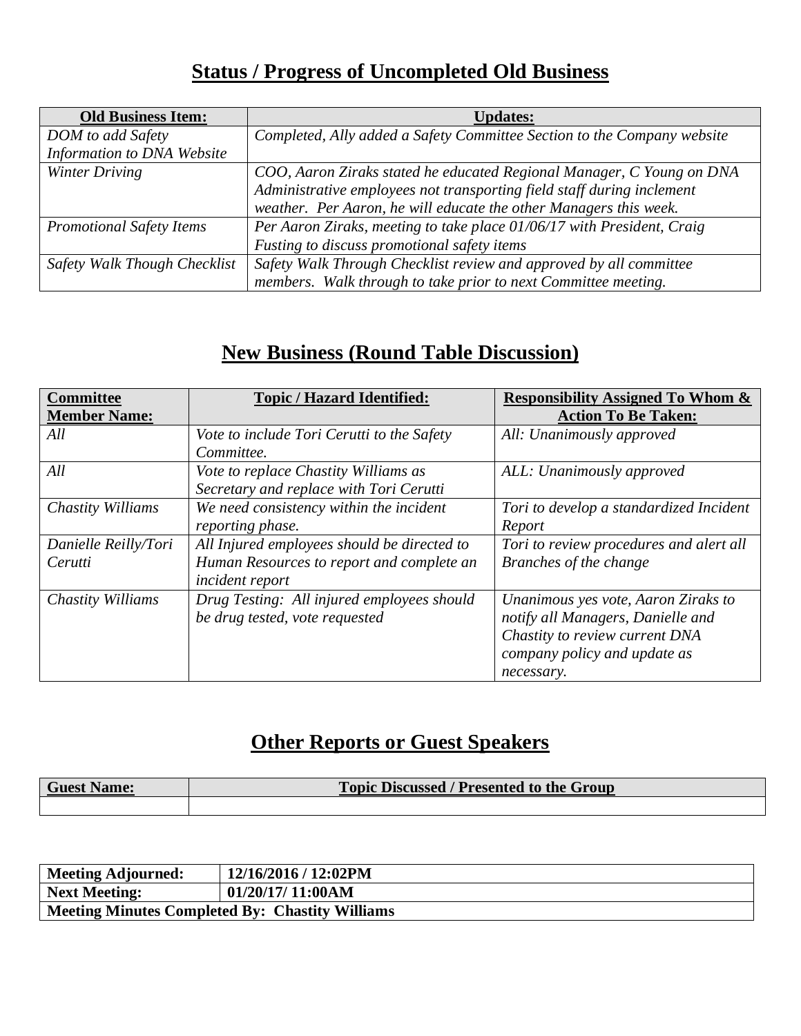## Status / Progress of Uncompleted Old Business

| Old Business Item: | Updates: |
|---|---|
| *DOM to add Safety Information to DNA Website* | *Completed, Ally added a Safety Committee Section to the Company website* |
| *Winter Driving* | *COO, Aaron Ziraks stated he educated Regional Manager, C Young on DNA Administrative employees not transporting field staff during inclement weather. Per Aaron, he will educate the other Managers this week.* |
| *Promotional Safety Items* | *Per Aaron Ziraks, meeting to take place 01/06/17 with President, Craig Fusting to discuss promotional safety items* |
| *Safety Walk Though Checklist* | *Safety Walk Through Checklist review and approved by all committee members. Walk through to take prior to next Committee meeting.* |

## New Business (Round Table Discussion)

| Committee Member Name: | Topic / Hazard Identified: | Responsibility Assigned To Whom & Action To Be Taken: |
|---|---|---|
| *All* | *Vote to include Tori Cerutti to the Safety Committee.* | *All: Unanimously approved* |
| *All* | *Vote to replace Chastity Williams as Secretary and replace with Tori Cerutti* | *ALL: Unanimously approved* |
| *Chastity Williams* | *We need consistency within the incident reporting phase.* | *Tori to develop a standardized Incident Report* |
| *Danielle Reilly/Tori Cerutti* | *All Injured employees should be directed to Human Resources to report and complete an incident report* | *Tori to review procedures and alert all Branches of the change* |
| *Chastity Williams* | *Drug Testing: All injured employees should be drug tested, vote requested* | *Unanimous yes vote, Aaron Ziraks to notify all Managers, Danielle and Chastity to review current DNA company policy and update as necessary.* |

## Other Reports or Guest Speakers

| Guest Name: | Topic Discussed / Presented to the Group |
|---|---|
| | |

| **Meeting Adjourned:** | **12/16/2016 / 12:02PM** |
|---|---|
| **Next Meeting:** | **01/20/17/ 11:00AM** |
| **Meeting Minutes Completed By: Chastity Williams** | |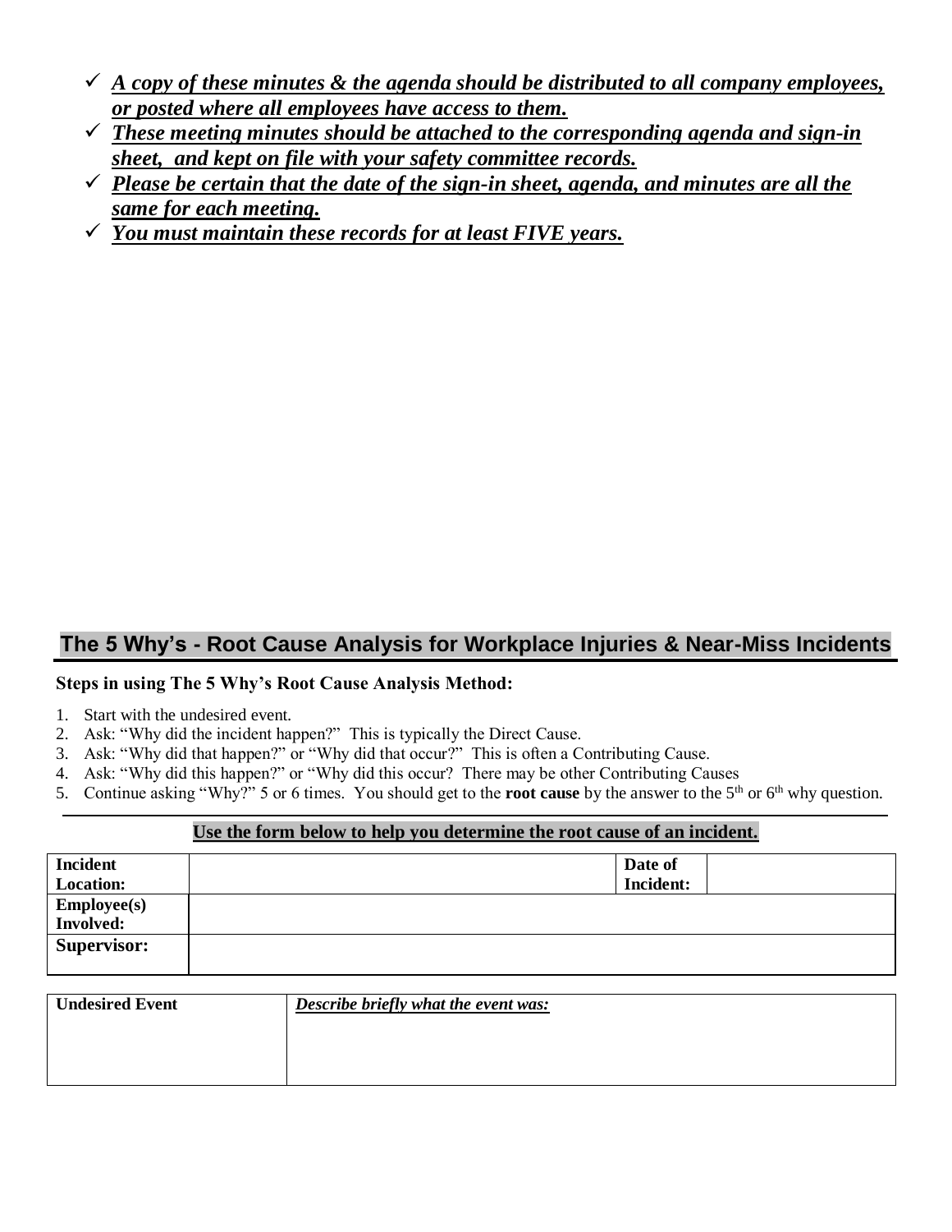- ✓ ***A copy of these minutes & the agenda should be distributed to all company employees, or posted where all employees have access to them.***
- ✓ ***These meeting minutes should be attached to the corresponding agenda and sign-in sheet, and kept on file with your safety committee records.***
- ✓ ***Please be certain that the date of the sign-in sheet, agenda, and minutes are all the same for each meeting.***
- ✓ ***You must maintain these records for at least FIVE years.***

## The 5 Why's - Root Cause Analysis for Workplace Injuries & Near-Miss Incidents

**Steps in using The 5 Why's Root Cause Analysis Method:**

1. Start with the undesired event.
2. Ask: "Why did the incident happen?" This is typically the Direct Cause.
3. Ask: "Why did that happen?" or "Why did that occur?" This is often a Contributing Cause.
4. Ask: "Why did this happen?" or "Why did this occur? There may be other Contributing Causes
5. Continue asking "Why?" 5 or 6 times. You should get to the **root cause** by the answer to the 5th or 6th why question.

**Use the form below to help you determine the root cause of an incident.**

| **Incident Location:** | | **Date of Incident:** | |
|---|---|---|---|
| **Employee(s) Involved:** | | | |
| **Supervisor:** | | | |

| **Undesired Event** | ***Describe briefly what the event was:*** |
|---|---|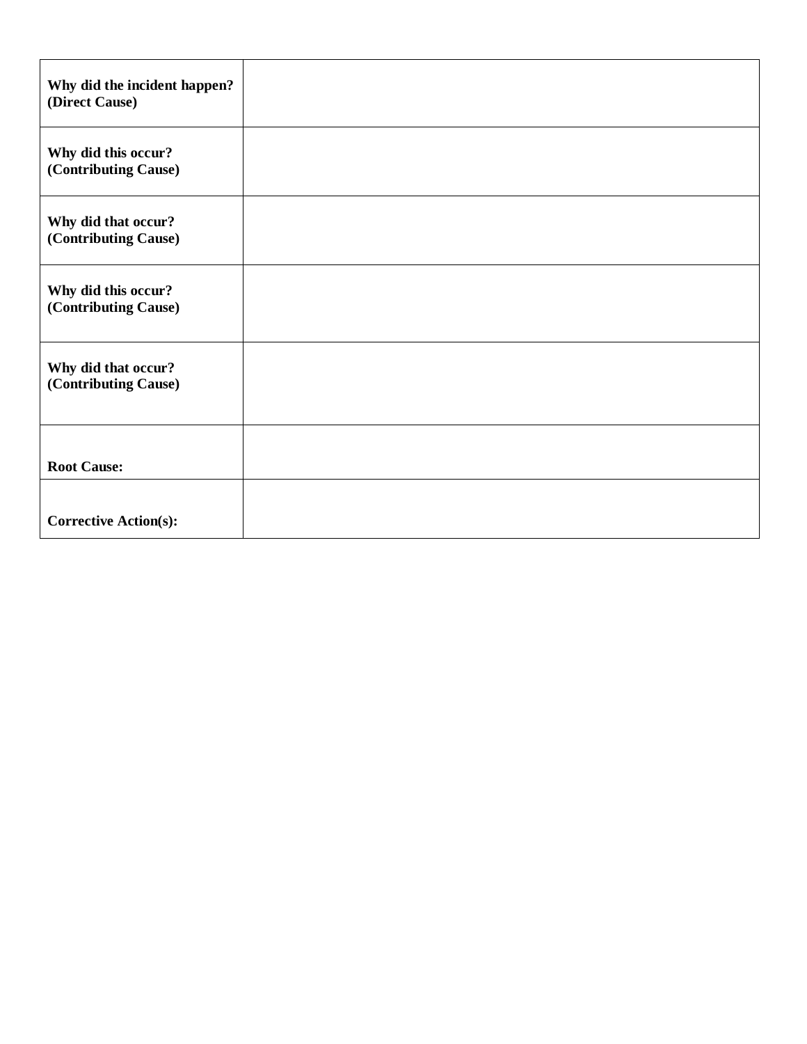| | |
|---|---|
| **Why did the incident happen? (Direct Cause)** | |
| **Why did this occur? (Contributing Cause)** | |
| **Why did that occur? (Contributing Cause)** | |
| **Why did this occur? (Contributing Cause)** | |
| **Why did that occur? (Contributing Cause)** | |
| **Root Cause:** | |
| **Corrective Action(s):** | |